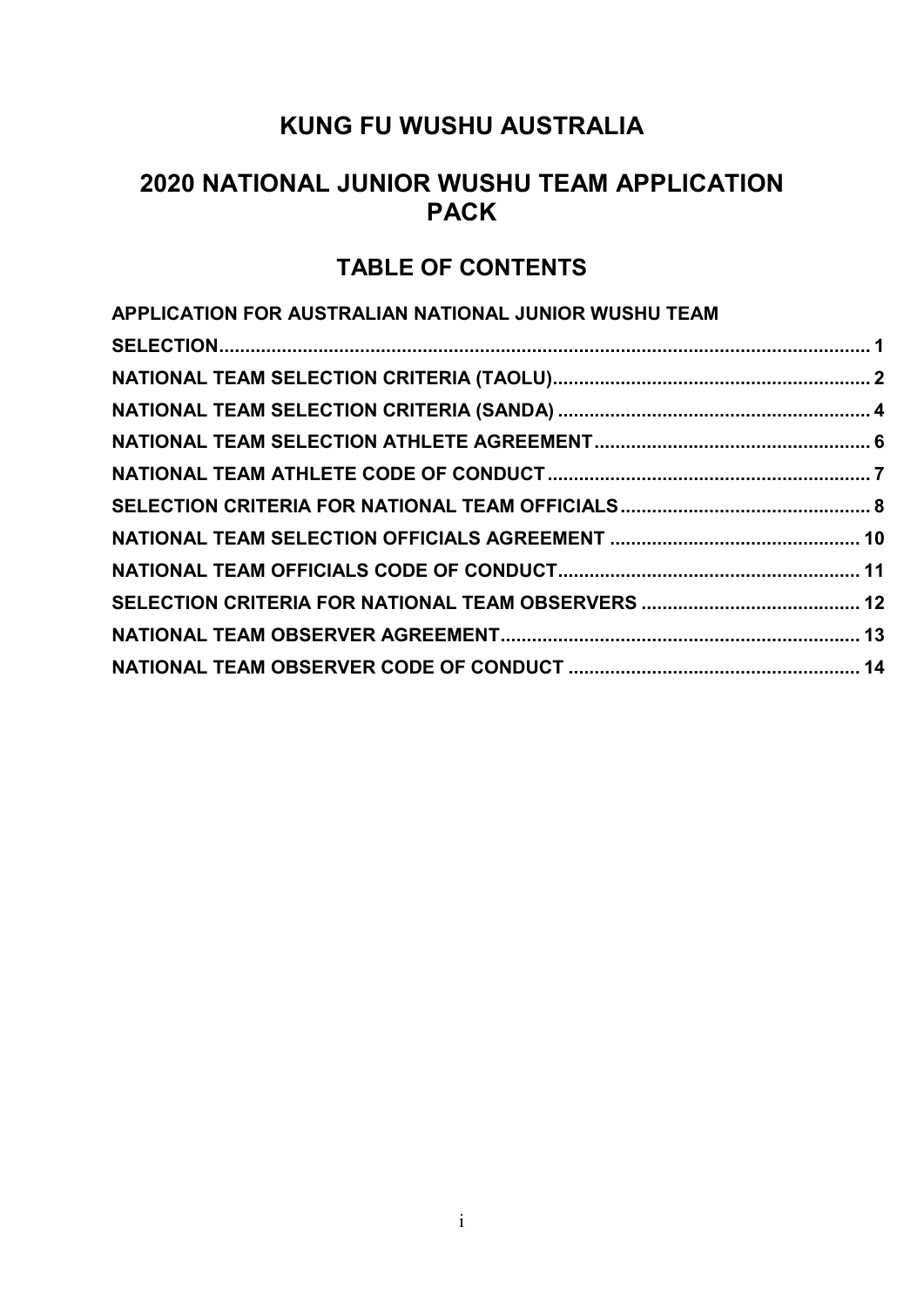# KUNG FU WUSHU AUSTRALIA

# 2020 NATIONAL JUNIOR WUSHU TEAM APPLICATION PACK

## TABLE OF CONTENTS

**APPLICATION FOR AUSTRALIAN NATIONAL JUNIOR WUSHU TEAM SELECTION** ........ 1

**NATIONAL TEAM SELECTION CRITERIA (TAOLU)** ........ 2

**NATIONAL TEAM SELECTION CRITERIA (SANDA)** ........ 4

**NATIONAL TEAM SELECTION ATHLETE AGREEMENT** ........ 6

**NATIONAL TEAM ATHLETE CODE OF CONDUCT** ........ 7

**SELECTION CRITERIA FOR NATIONAL TEAM OFFICIALS** ........ 8

**NATIONAL TEAM SELECTION OFFICIALS AGREEMENT** ........ 10

**NATIONAL TEAM OFFICIALS CODE OF CONDUCT** ........ 11

**SELECTION CRITERIA FOR NATIONAL TEAM OBSERVERS** ........ 12

**NATIONAL TEAM OBSERVER AGREEMENT** ........ 13

**NATIONAL TEAM OBSERVER CODE OF CONDUCT** ........ 14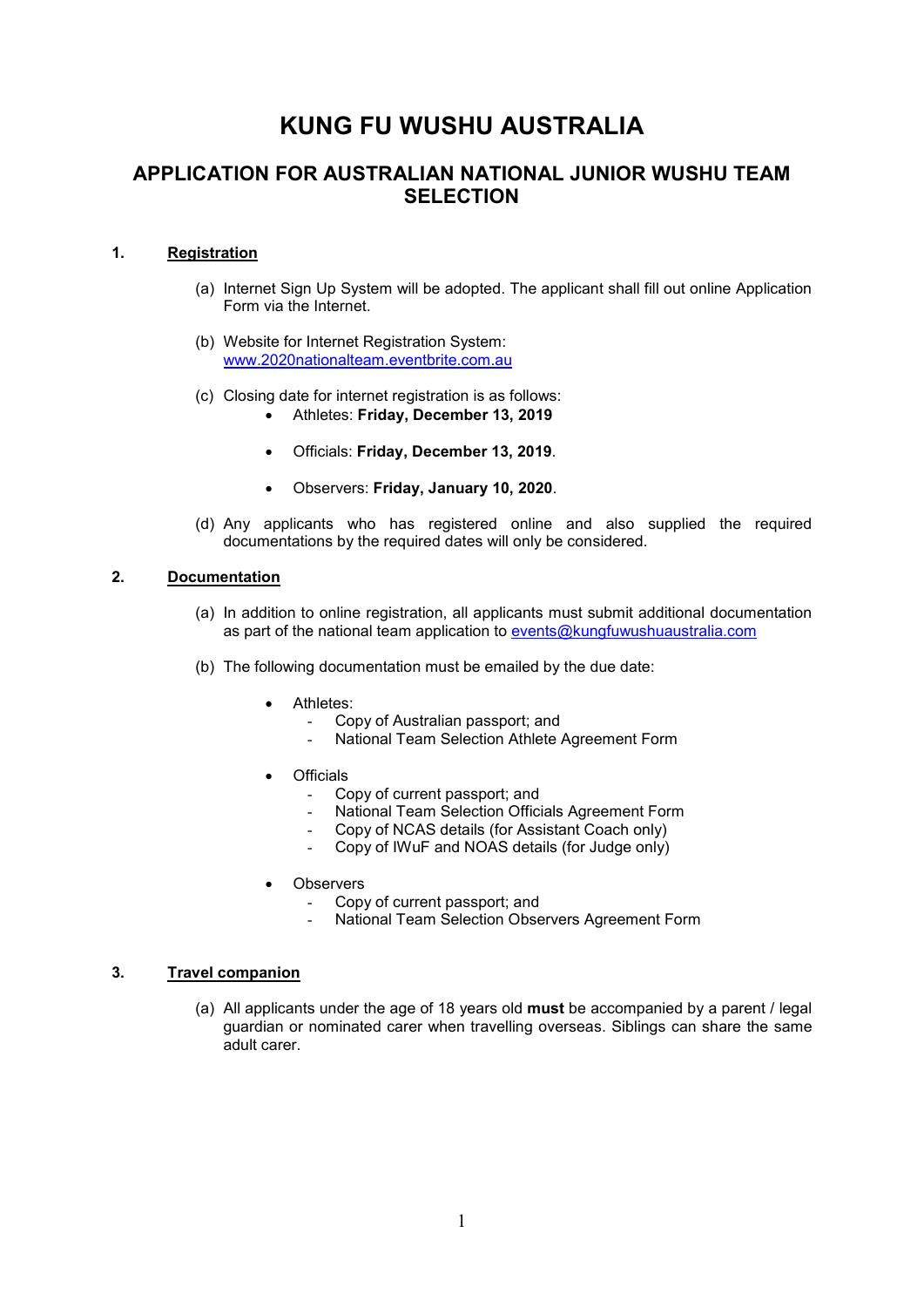# KUNG FU WUSHU AUSTRALIA

## APPLICATION FOR AUSTRALIAN NATIONAL JUNIOR WUSHU TEAM SELECTION

### 1. Registration

(a) Internet Sign Up System will be adopted. The applicant shall fill out online Application Form via the Internet.

(b) Website for Internet Registration System: [www.2020nationalteam.eventbrite.com.au](www.2020nationalteam.eventbrite.com.au)

(c) Closing date for internet registration is as follows:

- Athletes: **Friday, December 13, 2019**
- Officials: **Friday, December 13, 2019**.
- Observers: **Friday, January 10, 2020**.

(d) Any applicants who has registered online and also supplied the required documentations by the required dates will only be considered.

### 2. Documentation

(a) In addition to online registration, all applicants must submit additional documentation as part of the national team application to [events@kungfuwushuaustralia.com](mailto:events@kungfuwushuaustralia.com)

(b) The following documentation must be emailed by the due date:

- Athletes:
  - Copy of Australian passport; and
  - National Team Selection Athlete Agreement Form
- Officials
  - Copy of current passport; and
  - National Team Selection Officials Agreement Form
  - Copy of NCAS details (for Assistant Coach only)
  - Copy of IWuF and NOAS details (for Judge only)
- Observers
  - Copy of current passport; and
  - National Team Selection Observers Agreement Form

### 3. Travel companion

(a) All applicants under the age of 18 years old **must** be accompanied by a parent / legal guardian or nominated carer when travelling overseas. Siblings can share the same adult carer.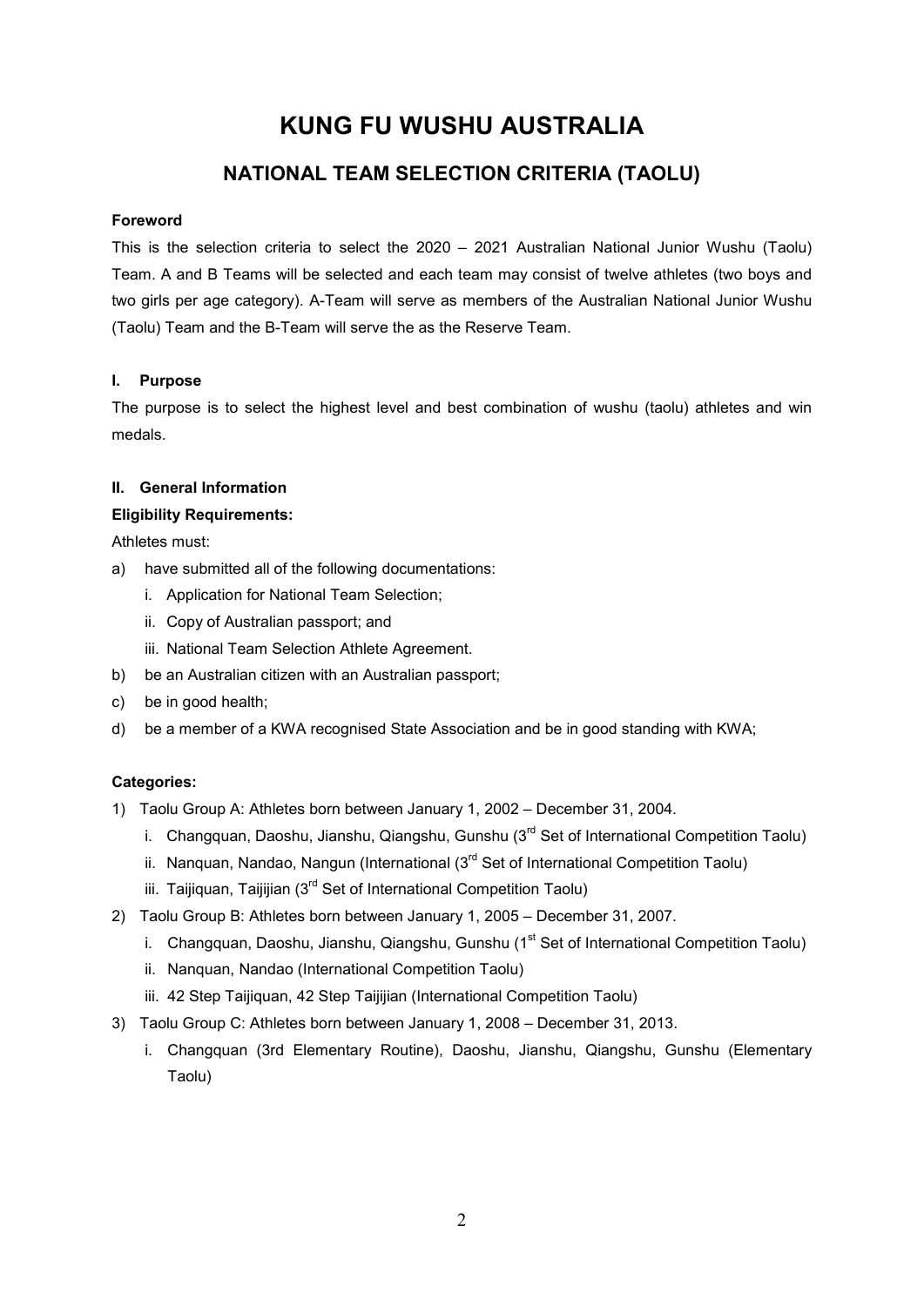# KUNG FU WUSHU AUSTRALIA

## NATIONAL TEAM SELECTION CRITERIA (TAOLU)

### Foreword

This is the selection criteria to select the 2020 – 2021 Australian National Junior Wushu (Taolu) Team. A and B Teams will be selected and each team may consist of twelve athletes (two boys and two girls per age category). A-Team will serve as members of the Australian National Junior Wushu (Taolu) Team and the B-Team will serve the as the Reserve Team.

### I. Purpose

The purpose is to select the highest level and best combination of wushu (taolu) athletes and win medals.

### II. General Information

**Eligibility Requirements:**

Athletes must:

a) have submitted all of the following documentations:
   i. Application for National Team Selection;
   ii. Copy of Australian passport; and
   iii. National Team Selection Athlete Agreement.
b) be an Australian citizen with an Australian passport;
c) be in good health;
d) be a member of a KWA recognised State Association and be in good standing with KWA;

**Categories:**

1) Taolu Group A: Athletes born between January 1, 2002 – December 31, 2004.
   i. Changquan, Daoshu, Jianshu, Qiangshu, Gunshu (3rd Set of International Competition Taolu)
   ii. Nanquan, Nandao, Nangun (International (3rd Set of International Competition Taolu)
   iii. Taijiquan, Taijijian (3rd Set of International Competition Taolu)
2) Taolu Group B: Athletes born between January 1, 2005 – December 31, 2007.
   i. Changquan, Daoshu, Jianshu, Qiangshu, Gunshu (1st Set of International Competition Taolu)
   ii. Nanquan, Nandao (International Competition Taolu)
   iii. 42 Step Taijiquan, 42 Step Taijijian (International Competition Taolu)
3) Taolu Group C: Athletes born between January 1, 2008 – December 31, 2013.
   i. Changquan (3rd Elementary Routine), Daoshu, Jianshu, Qiangshu, Gunshu (Elementary Taolu)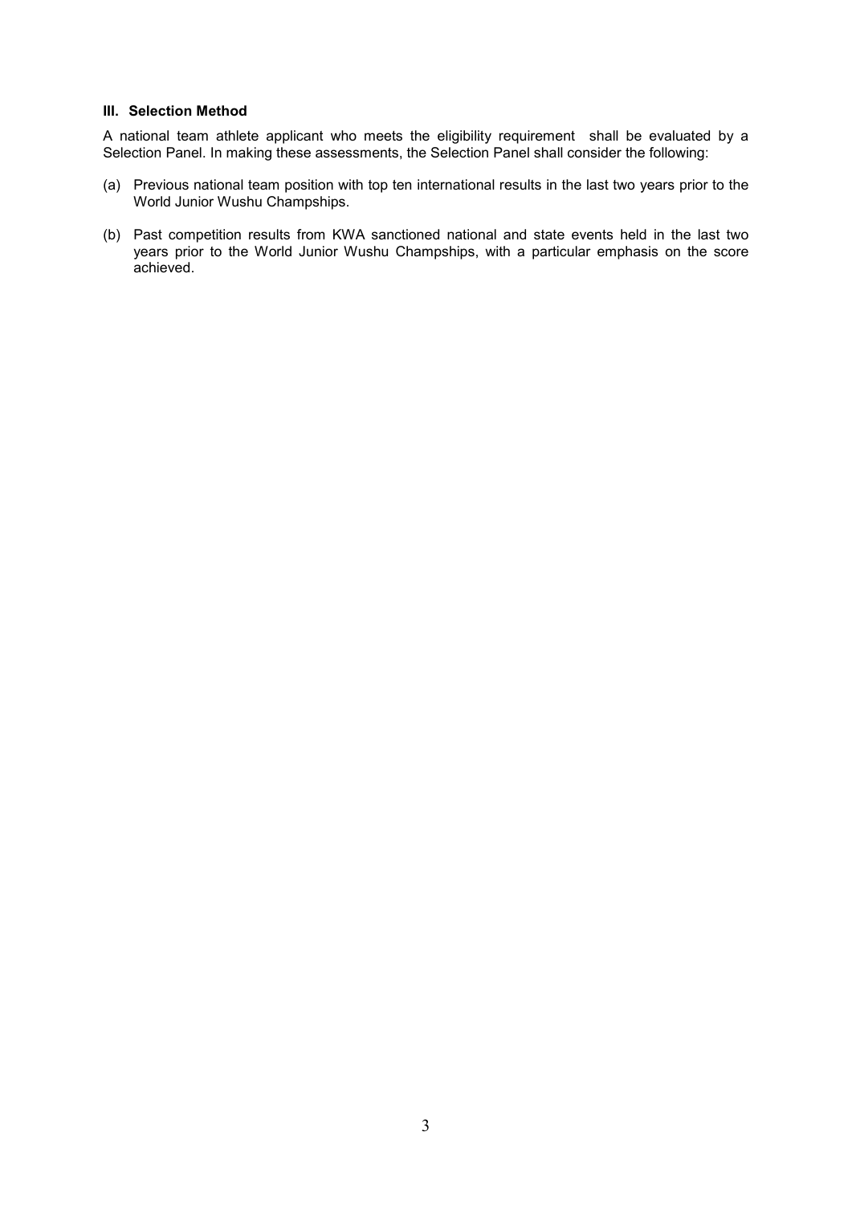### III. Selection Method

A national team athlete applicant who meets the eligibility requirement shall be evaluated by a Selection Panel. In making these assessments, the Selection Panel shall consider the following:

(a) Previous national team position with top ten international results in the last two years prior to the World Junior Wushu Champships.

(b) Past competition results from KWA sanctioned national and state events held in the last two years prior to the World Junior Wushu Champships, with a particular emphasis on the score achieved.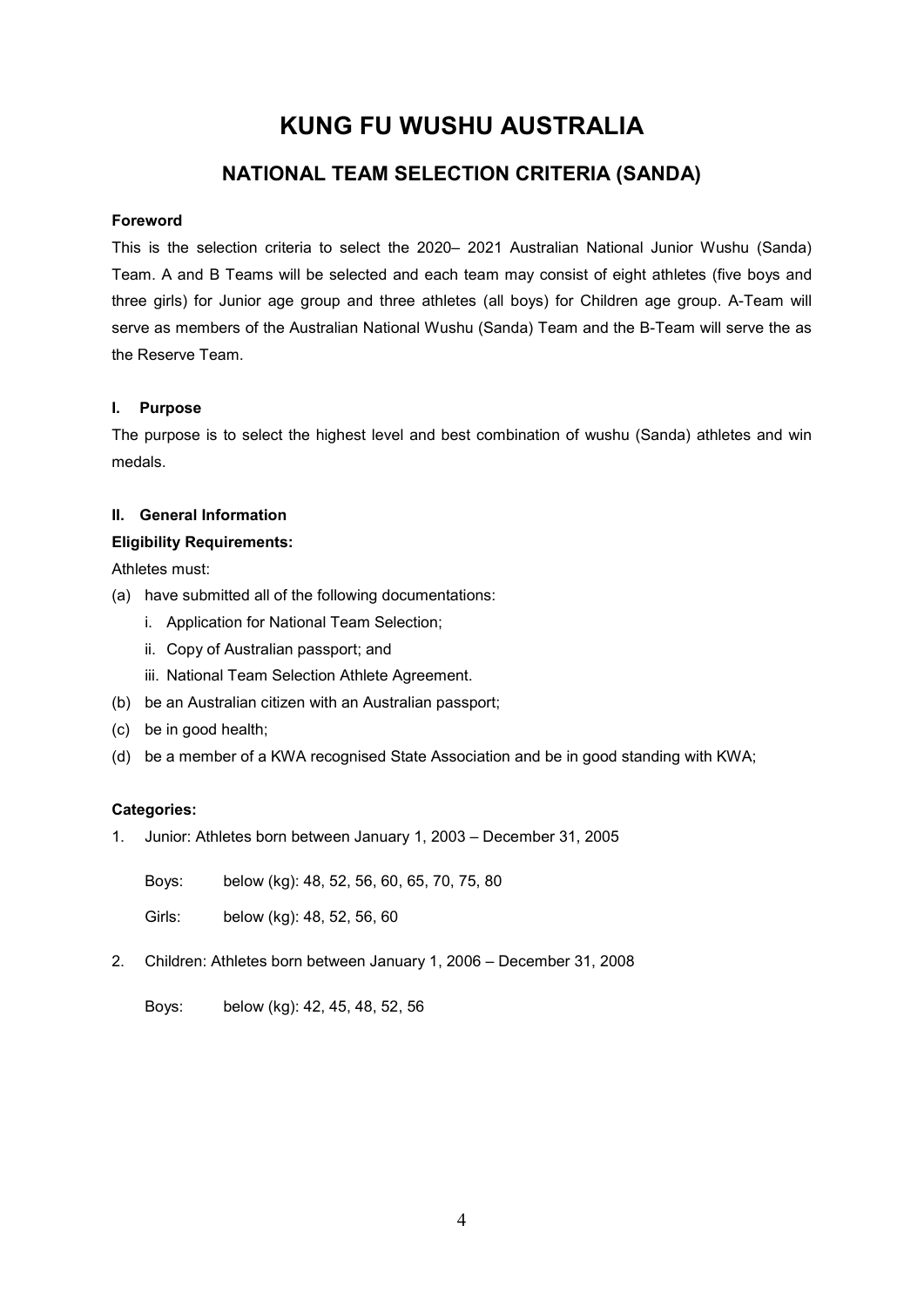# KUNG FU WUSHU AUSTRALIA

## NATIONAL TEAM SELECTION CRITERIA (SANDA)

**Foreword**

This is the selection criteria to select the 2020– 2021 Australian National Junior Wushu (Sanda) Team. A and B Teams will be selected and each team may consist of eight athletes (five boys and three girls) for Junior age group and three athletes (all boys) for Children age group. A-Team will serve as members of the Australian National Wushu (Sanda) Team and the B-Team will serve the as the Reserve Team.

**I. Purpose**

The purpose is to select the highest level and best combination of wushu (Sanda) athletes and win medals.

**II. General Information**

**Eligibility Requirements:**

Athletes must:

(a) have submitted all of the following documentations:
   i. Application for National Team Selection;
   ii. Copy of Australian passport; and
   iii. National Team Selection Athlete Agreement.
(b) be an Australian citizen with an Australian passport;
(c) be in good health;
(d) be a member of a KWA recognised State Association and be in good standing with KWA;

**Categories:**

1. Junior: Athletes born between January 1, 2003 – December 31, 2005

   Boys: below (kg): 48, 52, 56, 60, 65, 70, 75, 80

   Girls: below (kg): 48, 52, 56, 60

2. Children: Athletes born between January 1, 2006 – December 31, 2008

   Boys: below (kg): 42, 45, 48, 52, 56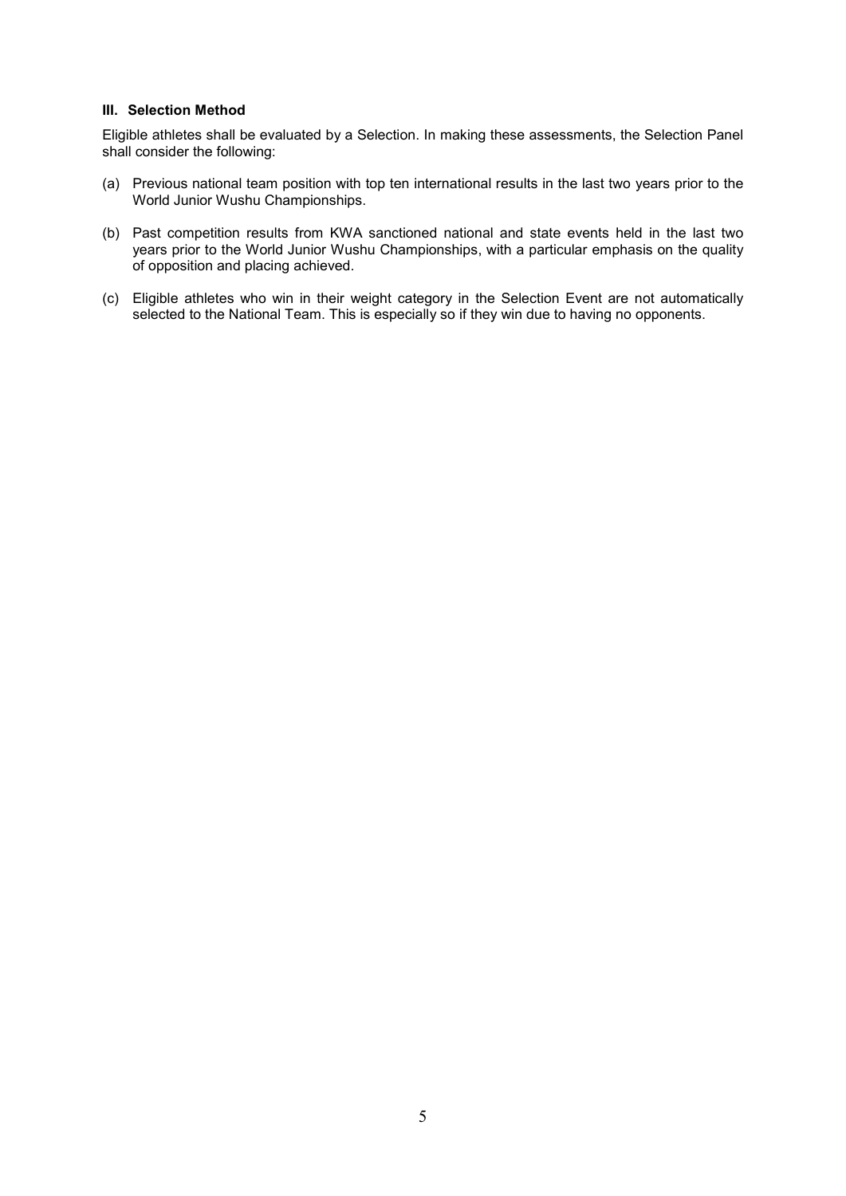### III. Selection Method

Eligible athletes shall be evaluated by a Selection. In making these assessments, the Selection Panel shall consider the following:

(a) Previous national team position with top ten international results in the last two years prior to the World Junior Wushu Championships.

(b) Past competition results from KWA sanctioned national and state events held in the last two years prior to the World Junior Wushu Championships, with a particular emphasis on the quality of opposition and placing achieved.

(c) Eligible athletes who win in their weight category in the Selection Event are not automatically selected to the National Team. This is especially so if they win due to having no opponents.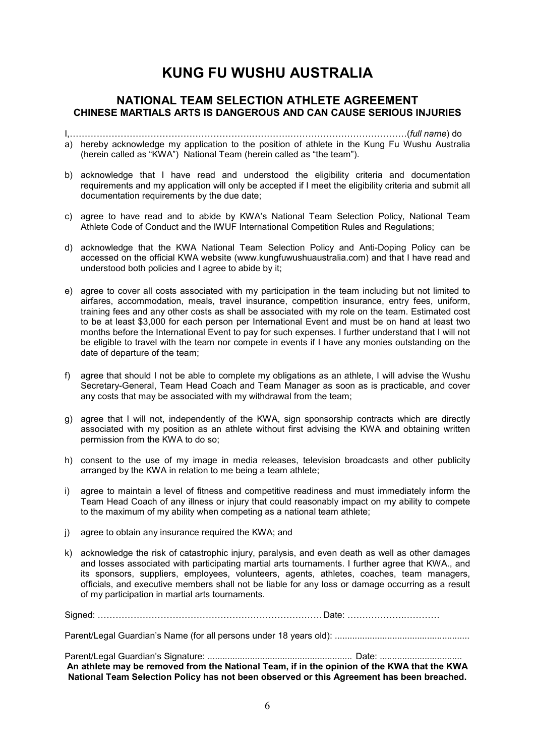# KUNG FU WUSHU AUSTRALIA

## NATIONAL TEAM SELECTION ATHLETE AGREEMENT

### CHINESE MARTIALS ARTS IS DANGEROUS AND CAN CAUSE SERIOUS INJURIES

I,…………………………………………………….…………….………………………………(*full name*) do

a) hereby acknowledge my application to the position of athlete in the Kung Fu Wushu Australia (herein called as "KWA") National Team (herein called as "the team").

b) acknowledge that I have read and understood the eligibility criteria and documentation requirements and my application will only be accepted if I meet the eligibility criteria and submit all documentation requirements by the due date;

c) agree to have read and to abide by KWA's National Team Selection Policy, National Team Athlete Code of Conduct and the IWUF International Competition Rules and Regulations;

d) acknowledge that the KWA National Team Selection Policy and Anti-Doping Policy can be accessed on the official KWA website (www.kungfuwushuaustralia.com) and that I have read and understood both policies and I agree to abide by it;

e) agree to cover all costs associated with my participation in the team including but not limited to airfares, accommodation, meals, travel insurance, competition insurance, entry fees, uniform, training fees and any other costs as shall be associated with my role on the team. Estimated cost to be at least $3,000 for each person per International Event and must be on hand at least two months before the International Event to pay for such expenses. I further understand that I will not be eligible to travel with the team nor compete in events if I have any monies outstanding on the date of departure of the team;

f) agree that should I not be able to complete my obligations as an athlete, I will advise the Wushu Secretary-General, Team Head Coach and Team Manager as soon as is practicable, and cover any costs that may be associated with my withdrawal from the team;

g) agree that I will not, independently of the KWA, sign sponsorship contracts which are directly associated with my position as an athlete without first advising the KWA and obtaining written permission from the KWA to do so;

h) consent to the use of my image in media releases, television broadcasts and other publicity arranged by the KWA in relation to me being a team athlete;

i) agree to maintain a level of fitness and competitive readiness and must immediately inform the Team Head Coach of any illness or injury that could reasonably impact on my ability to compete to the maximum of my ability when competing as a national team athlete;

j) agree to obtain any insurance required the KWA; and

k) acknowledge the risk of catastrophic injury, paralysis, and even death as well as other damages and losses associated with participating martial arts tournaments. I further agree that KWA., and its sponsors, suppliers, employees, volunteers, agents, athletes, coaches, team managers, officials, and executive members shall not be liable for any loss or damage occurring as a result of my participation in martial arts tournaments.

Signed: ………………………………………………………………… Date: ……………….…………

Parent/Legal Guardian's Name (for all persons under 18 years old): .....................................................

Parent/Legal Guardian's Signature: ......................................................... Date: ................................

**An athlete may be removed from the National Team, if in the opinion of the KWA that the KWA National Team Selection Policy has not been observed or this Agreement has been breached.**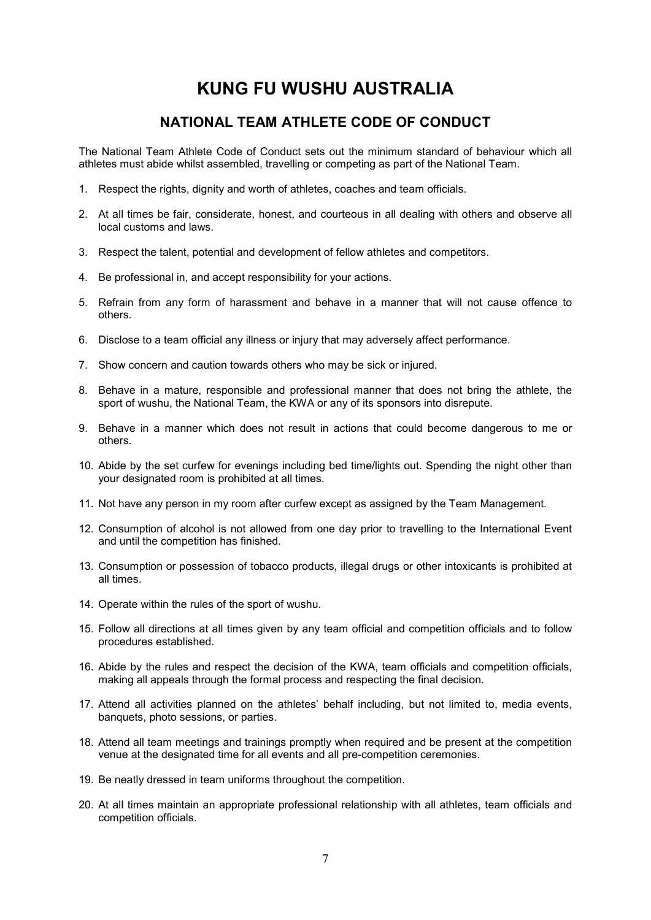# KUNG FU WUSHU AUSTRALIA

## NATIONAL TEAM ATHLETE CODE OF CONDUCT

The National Team Athlete Code of Conduct sets out the minimum standard of behaviour which all athletes must abide whilst assembled, travelling or competing as part of the National Team.

1. Respect the rights, dignity and worth of athletes, coaches and team officials.
2. At all times be fair, considerate, honest, and courteous in all dealing with others and observe all local customs and laws.
3. Respect the talent, potential and development of fellow athletes and competitors.
4. Be professional in, and accept responsibility for your actions.
5. Refrain from any form of harassment and behave in a manner that will not cause offence to others.
6. Disclose to a team official any illness or injury that may adversely affect performance.
7. Show concern and caution towards others who may be sick or injured.
8. Behave in a mature, responsible and professional manner that does not bring the athlete, the sport of wushu, the National Team, the KWA or any of its sponsors into disrepute.
9. Behave in a manner which does not result in actions that could become dangerous to me or others.
10. Abide by the set curfew for evenings including bed time/lights out. Spending the night other than your designated room is prohibited at all times.
11. Not have any person in my room after curfew except as assigned by the Team Management.
12. Consumption of alcohol is not allowed from one day prior to travelling to the International Event and until the competition has finished.
13. Consumption or possession of tobacco products, illegal drugs or other intoxicants is prohibited at all times.
14. Operate within the rules of the sport of wushu.
15. Follow all directions at all times given by any team official and competition officials and to follow procedures established.
16. Abide by the rules and respect the decision of the KWA, team officials and competition officials, making all appeals through the formal process and respecting the final decision.
17. Attend all activities planned on the athletes' behalf including, but not limited to, media events, banquets, photo sessions, or parties.
18. Attend all team meetings and trainings promptly when required and be present at the competition venue at the designated time for all events and all pre-competition ceremonies.
19. Be neatly dressed in team uniforms throughout the competition.
20. At all times maintain an appropriate professional relationship with all athletes, team officials and competition officials.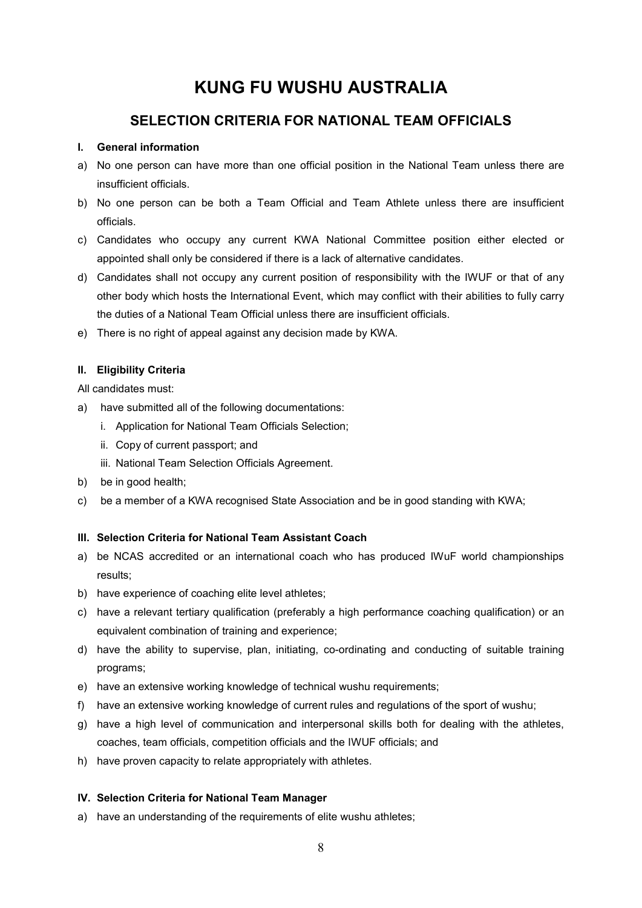# KUNG FU WUSHU AUSTRALIA

## SELECTION CRITERIA FOR NATIONAL TEAM OFFICIALS

### I. General information

a) No one person can have more than one official position in the National Team unless there are insufficient officials.

b) No one person can be both a Team Official and Team Athlete unless there are insufficient officials.

c) Candidates who occupy any current KWA National Committee position either elected or appointed shall only be considered if there is a lack of alternative candidates.

d) Candidates shall not occupy any current position of responsibility with the IWUF or that of any other body which hosts the International Event, which may conflict with their abilities to fully carry the duties of a National Team Official unless there are insufficient officials.

e) There is no right of appeal against any decision made by KWA.

### II. Eligibility Criteria

All candidates must:

a) have submitted all of the following documentations:
   i. Application for National Team Officials Selection;
   ii. Copy of current passport; and
   iii. National Team Selection Officials Agreement.

b) be in good health;

c) be a member of a KWA recognised State Association and be in good standing with KWA;

### III. Selection Criteria for National Team Assistant Coach

a) be NCAS accredited or an international coach who has produced IWuF world championships results;

b) have experience of coaching elite level athletes;

c) have a relevant tertiary qualification (preferably a high performance coaching qualification) or an equivalent combination of training and experience;

d) have the ability to supervise, plan, initiating, co-ordinating and conducting of suitable training programs;

e) have an extensive working knowledge of technical wushu requirements;

f) have an extensive working knowledge of current rules and regulations of the sport of wushu;

g) have a high level of communication and interpersonal skills both for dealing with the athletes, coaches, team officials, competition officials and the IWUF officials; and

h) have proven capacity to relate appropriately with athletes.

### IV. Selection Criteria for National Team Manager

a) have an understanding of the requirements of elite wushu athletes;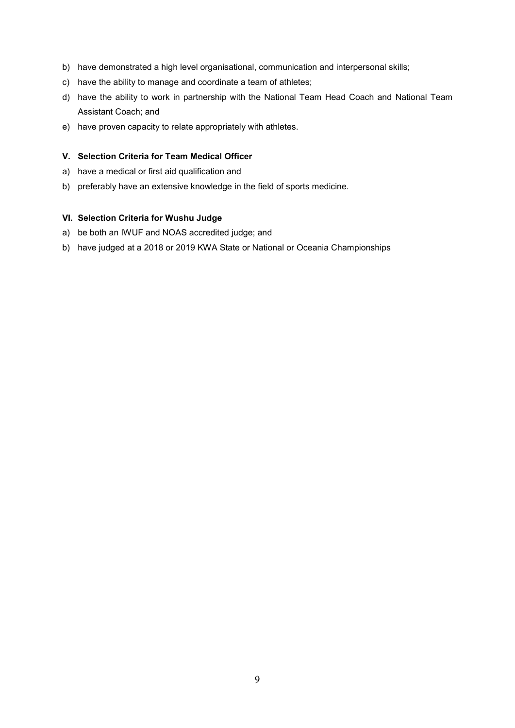b) have demonstrated a high level organisational, communication and interpersonal skills;
c) have the ability to manage and coordinate a team of athletes;
d) have the ability to work in partnership with the National Team Head Coach and National Team Assistant Coach; and
e) have proven capacity to relate appropriately with athletes.

### V. Selection Criteria for Team Medical Officer

a) have a medical or first aid qualification and
b) preferably have an extensive knowledge in the field of sports medicine.

### VI. Selection Criteria for Wushu Judge

a) be both an IWUF and NOAS accredited judge; and
b) have judged at a 2018 or 2019 KWA State or National or Oceania Championships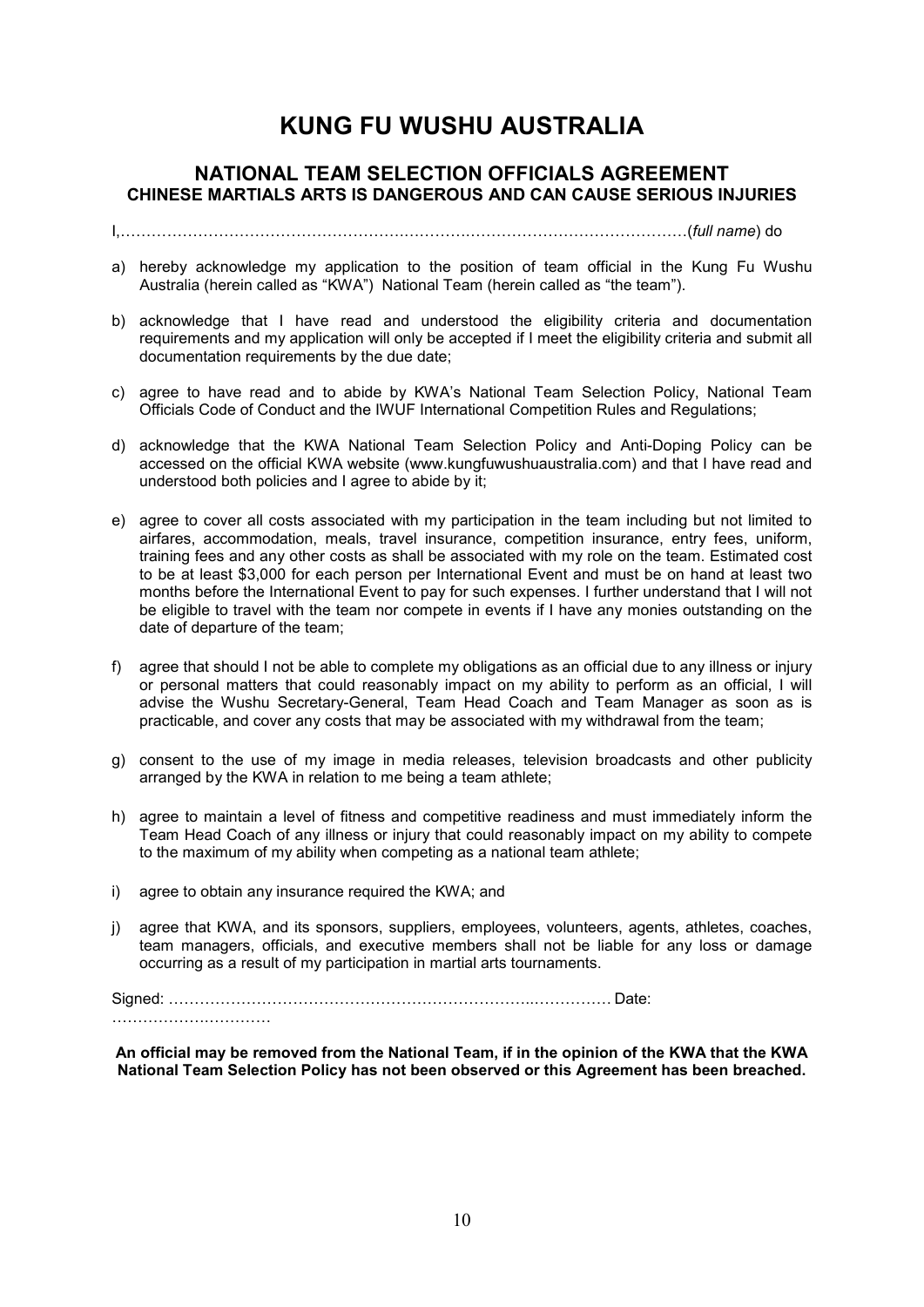# KUNG FU WUSHU AUSTRALIA

## NATIONAL TEAM SELECTION OFFICIALS AGREEMENT

### CHINESE MARTIALS ARTS IS DANGEROUS AND CAN CAUSE SERIOUS INJURIES

I,…………………………………………………………………………………………………………(*full name*) do

a) hereby acknowledge my application to the position of team official in the Kung Fu Wushu Australia (herein called as "KWA") National Team (herein called as "the team").

b) acknowledge that I have read and understood the eligibility criteria and documentation requirements and my application will only be accepted if I meet the eligibility criteria and submit all documentation requirements by the due date;

c) agree to have read and to abide by KWA's National Team Selection Policy, National Team Officials Code of Conduct and the IWUF International Competition Rules and Regulations;

d) acknowledge that the KWA National Team Selection Policy and Anti-Doping Policy can be accessed on the official KWA website (www.kungfuwushuaustralia.com) and that I have read and understood both policies and I agree to abide by it;

e) agree to cover all costs associated with my participation in the team including but not limited to airfares, accommodation, meals, travel insurance, competition insurance, entry fees, uniform, training fees and any other costs as shall be associated with my role on the team. Estimated cost to be at least $3,000 for each person per International Event and must be on hand at least two months before the International Event to pay for such expenses. I further understand that I will not be eligible to travel with the team nor compete in events if I have any monies outstanding on the date of departure of the team;

f) agree that should I not be able to complete my obligations as an official due to any illness or injury or personal matters that could reasonably impact on my ability to perform as an official, I will advise the Wushu Secretary-General, Team Head Coach and Team Manager as soon as is practicable, and cover any costs that may be associated with my withdrawal from the team;

g) consent to the use of my image in media releases, television broadcasts and other publicity arranged by the KWA in relation to me being a team athlete;

h) agree to maintain a level of fitness and competitive readiness and must immediately inform the Team Head Coach of any illness or injury that could reasonably impact on my ability to compete to the maximum of my ability when competing as a national team athlete;

i) agree to obtain any insurance required the KWA; and

j) agree that KWA, and its sponsors, suppliers, employees, volunteers, agents, athletes, coaches, team managers, officials, and executive members shall not be liable for any loss or damage occurring as a result of my participation in martial arts tournaments.

Signed: ………………………………………………………………..…………… Date: …………………………

**An official may be removed from the National Team, if in the opinion of the KWA that the KWA National Team Selection Policy has not been observed or this Agreement has been breached.**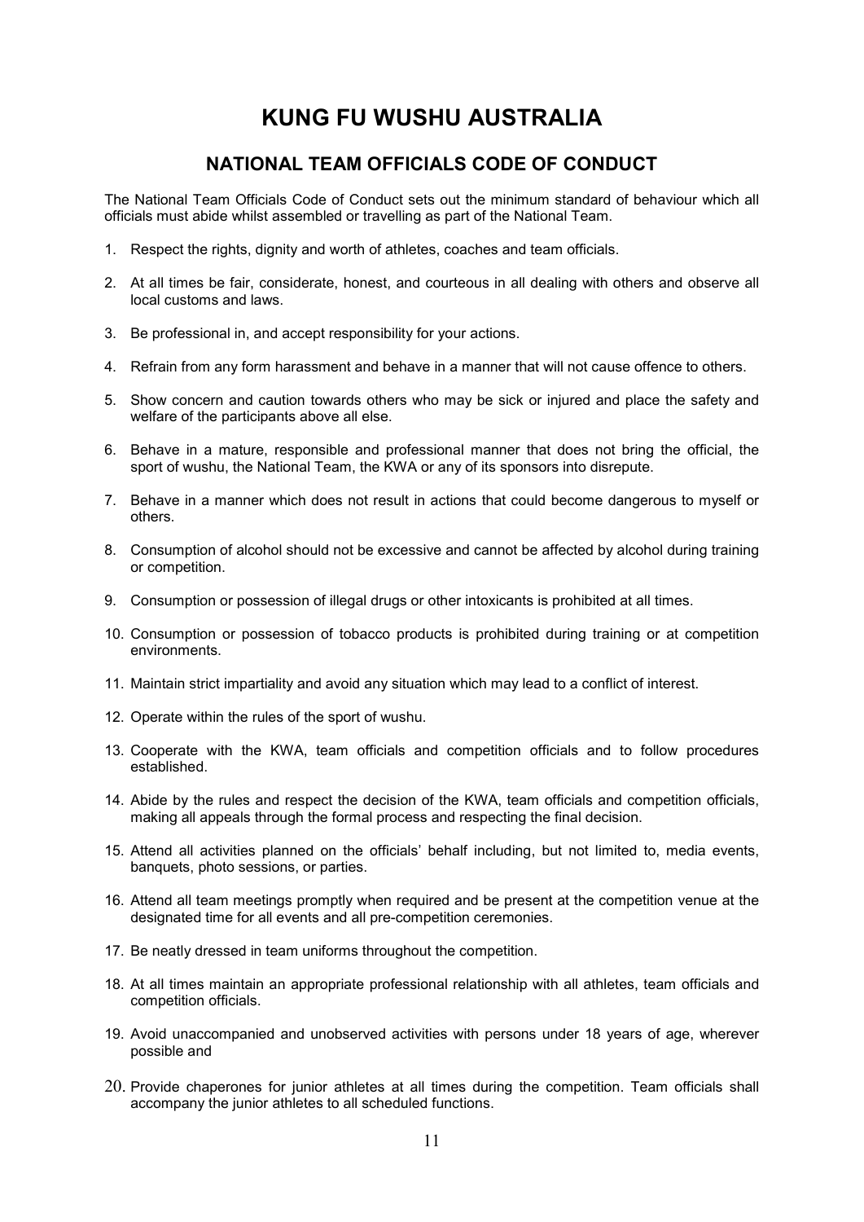# KUNG FU WUSHU AUSTRALIA

## NATIONAL TEAM OFFICIALS CODE OF CONDUCT

The National Team Officials Code of Conduct sets out the minimum standard of behaviour which all officials must abide whilst assembled or travelling as part of the National Team.

1. Respect the rights, dignity and worth of athletes, coaches and team officials.
2. At all times be fair, considerate, honest, and courteous in all dealing with others and observe all local customs and laws.
3. Be professional in, and accept responsibility for your actions.
4. Refrain from any form harassment and behave in a manner that will not cause offence to others.
5. Show concern and caution towards others who may be sick or injured and place the safety and welfare of the participants above all else.
6. Behave in a mature, responsible and professional manner that does not bring the official, the sport of wushu, the National Team, the KWA or any of its sponsors into disrepute.
7. Behave in a manner which does not result in actions that could become dangerous to myself or others.
8. Consumption of alcohol should not be excessive and cannot be affected by alcohol during training or competition.
9. Consumption or possession of illegal drugs or other intoxicants is prohibited at all times.
10. Consumption or possession of tobacco products is prohibited during training or at competition environments.
11. Maintain strict impartiality and avoid any situation which may lead to a conflict of interest.
12. Operate within the rules of the sport of wushu.
13. Cooperate with the KWA, team officials and competition officials and to follow procedures established.
14. Abide by the rules and respect the decision of the KWA, team officials and competition officials, making all appeals through the formal process and respecting the final decision.
15. Attend all activities planned on the officials' behalf including, but not limited to, media events, banquets, photo sessions, or parties.
16. Attend all team meetings promptly when required and be present at the competition venue at the designated time for all events and all pre-competition ceremonies.
17. Be neatly dressed in team uniforms throughout the competition.
18. At all times maintain an appropriate professional relationship with all athletes, team officials and competition officials.
19. Avoid unaccompanied and unobserved activities with persons under 18 years of age, wherever possible and
20. Provide chaperones for junior athletes at all times during the competition. Team officials shall accompany the junior athletes to all scheduled functions.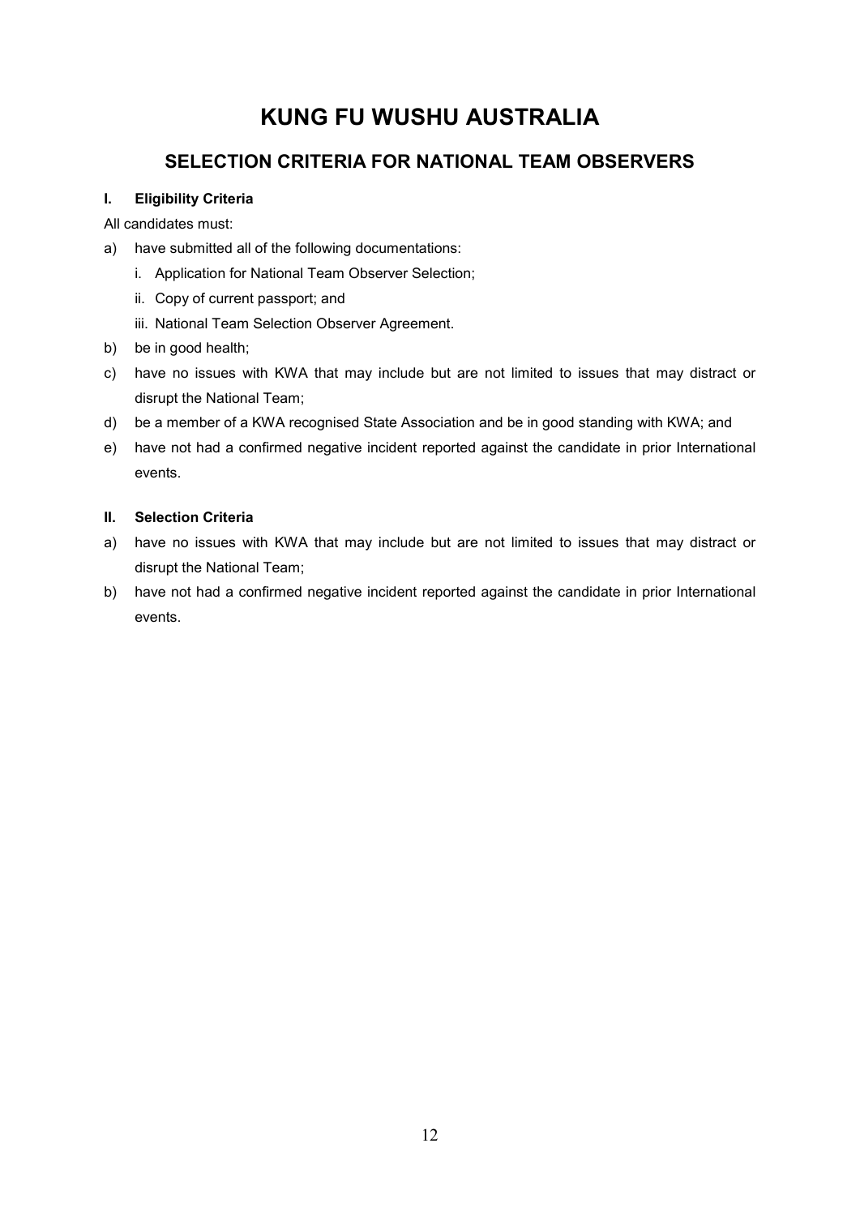# KUNG FU WUSHU AUSTRALIA

## SELECTION CRITERIA FOR NATIONAL TEAM OBSERVERS

### I. Eligibility Criteria

All candidates must:

a) have submitted all of the following documentations:
   i. Application for National Team Observer Selection;
   ii. Copy of current passport; and
   iii. National Team Selection Observer Agreement.

b) be in good health;

c) have no issues with KWA that may include but are not limited to issues that may distract or disrupt the National Team;

d) be a member of a KWA recognised State Association and be in good standing with KWA; and

e) have not had a confirmed negative incident reported against the candidate in prior International events.

### II. Selection Criteria

a) have no issues with KWA that may include but are not limited to issues that may distract or disrupt the National Team;

b) have not had a confirmed negative incident reported against the candidate in prior International events.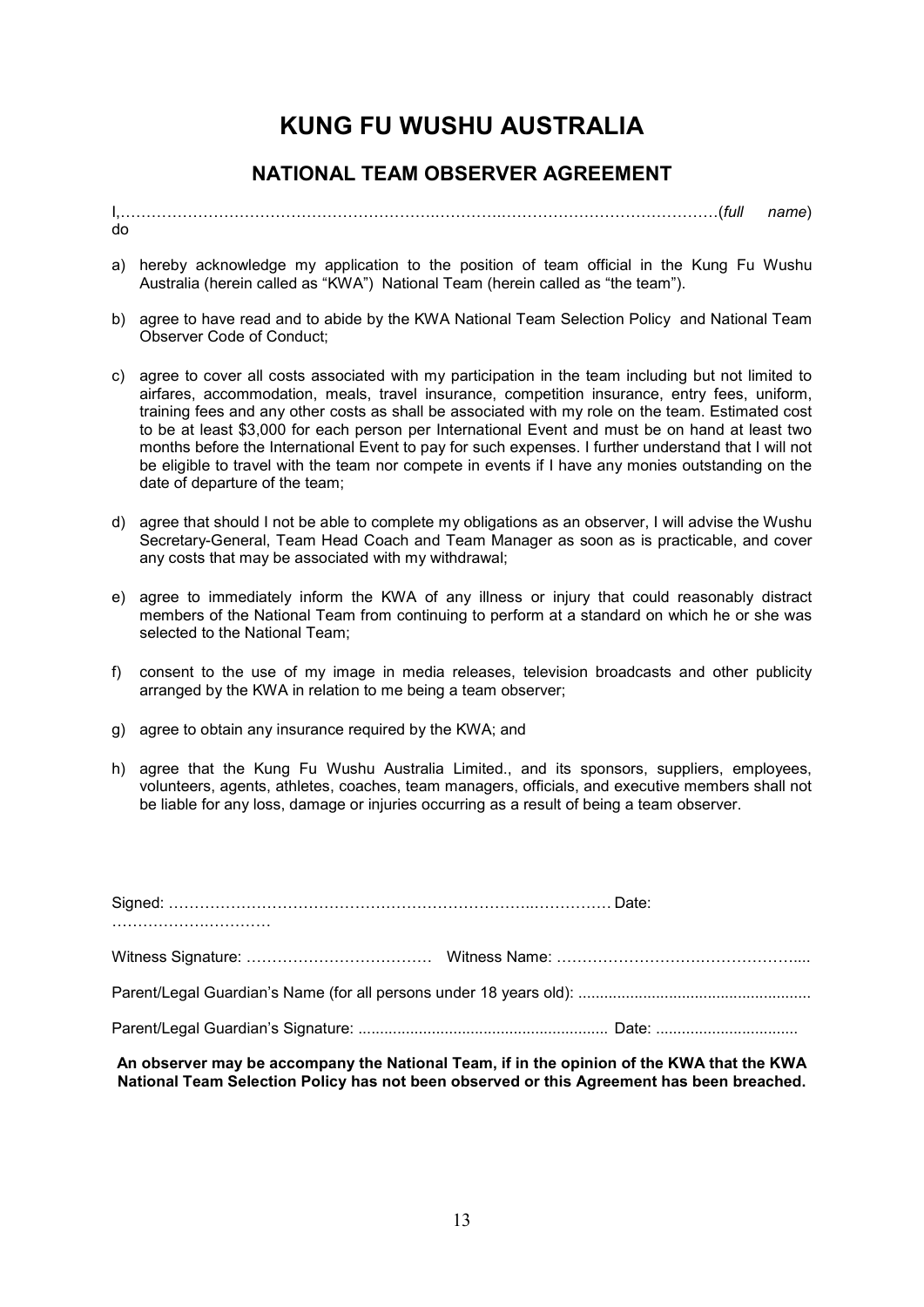# KUNG FU WUSHU AUSTRALIA

## NATIONAL TEAM OBSERVER AGREEMENT

I,………………………………………………………….……….……………………………………(*full name*) do

a) hereby acknowledge my application to the position of team official in the Kung Fu Wushu Australia (herein called as "KWA") National Team (herein called as "the team").

b) agree to have read and to abide by the KWA National Team Selection Policy and National Team Observer Code of Conduct;

c) agree to cover all costs associated with my participation in the team including but not limited to airfares, accommodation, meals, travel insurance, competition insurance, entry fees, uniform, training fees and any other costs as shall be associated with my role on the team. Estimated cost to be at least $3,000 for each person per International Event and must be on hand at least two months before the International Event to pay for such expenses. I further understand that I will not be eligible to travel with the team nor compete in events if I have any monies outstanding on the date of departure of the team;

d) agree that should I not be able to complete my obligations as an observer, I will advise the Wushu Secretary-General, Team Head Coach and Team Manager as soon as is practicable, and cover any costs that may be associated with my withdrawal;

e) agree to immediately inform the KWA of any illness or injury that could reasonably distract members of the National Team from continuing to perform at a standard on which he or she was selected to the National Team;

f) consent to the use of my image in media releases, television broadcasts and other publicity arranged by the KWA in relation to me being a team observer;

g) agree to obtain any insurance required by the KWA; and

h) agree that the Kung Fu Wushu Australia Limited., and its sponsors, suppliers, employees, volunteers, agents, athletes, coaches, team managers, officials, and executive members shall not be liable for any loss, damage or injuries occurring as a result of being a team observer.

Signed: ………………………………………………………………..…………… Date: ………………………….

Witness Signature: ……………………………… Witness Name: ………………………………………....

Parent/Legal Guardian's Name (for all persons under 18 years old): ......................................................

Parent/Legal Guardian's Signature: .......................................................... Date: .................................

**An observer may be accompany the National Team, if in the opinion of the KWA that the KWA National Team Selection Policy has not been observed or this Agreement has been breached.**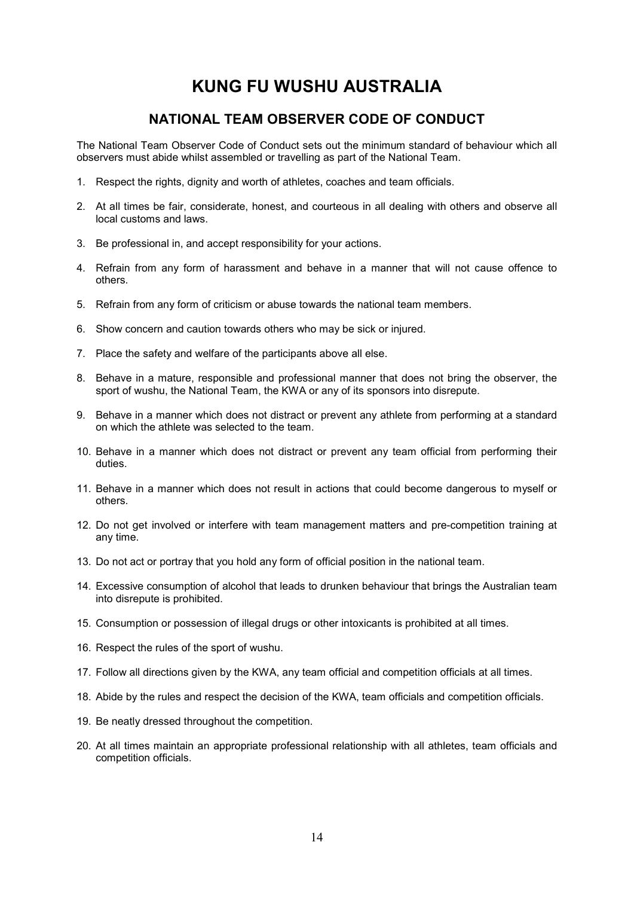# KUNG FU WUSHU AUSTRALIA

## NATIONAL TEAM OBSERVER CODE OF CONDUCT

The National Team Observer Code of Conduct sets out the minimum standard of behaviour which all observers must abide whilst assembled or travelling as part of the National Team.

1. Respect the rights, dignity and worth of athletes, coaches and team officials.
2. At all times be fair, considerate, honest, and courteous in all dealing with others and observe all local customs and laws.
3. Be professional in, and accept responsibility for your actions.
4. Refrain from any form of harassment and behave in a manner that will not cause offence to others.
5. Refrain from any form of criticism or abuse towards the national team members.
6. Show concern and caution towards others who may be sick or injured.
7. Place the safety and welfare of the participants above all else.
8. Behave in a mature, responsible and professional manner that does not bring the observer, the sport of wushu, the National Team, the KWA or any of its sponsors into disrepute.
9. Behave in a manner which does not distract or prevent any athlete from performing at a standard on which the athlete was selected to the team.
10. Behave in a manner which does not distract or prevent any team official from performing their duties.
11. Behave in a manner which does not result in actions that could become dangerous to myself or others.
12. Do not get involved or interfere with team management matters and pre-competition training at any time.
13. Do not act or portray that you hold any form of official position in the national team.
14. Excessive consumption of alcohol that leads to drunken behaviour that brings the Australian team into disrepute is prohibited.
15. Consumption or possession of illegal drugs or other intoxicants is prohibited at all times.
16. Respect the rules of the sport of wushu.
17. Follow all directions given by the KWA, any team official and competition officials at all times.
18. Abide by the rules and respect the decision of the KWA, team officials and competition officials.
19. Be neatly dressed throughout the competition.
20. At all times maintain an appropriate professional relationship with all athletes, team officials and competition officials.